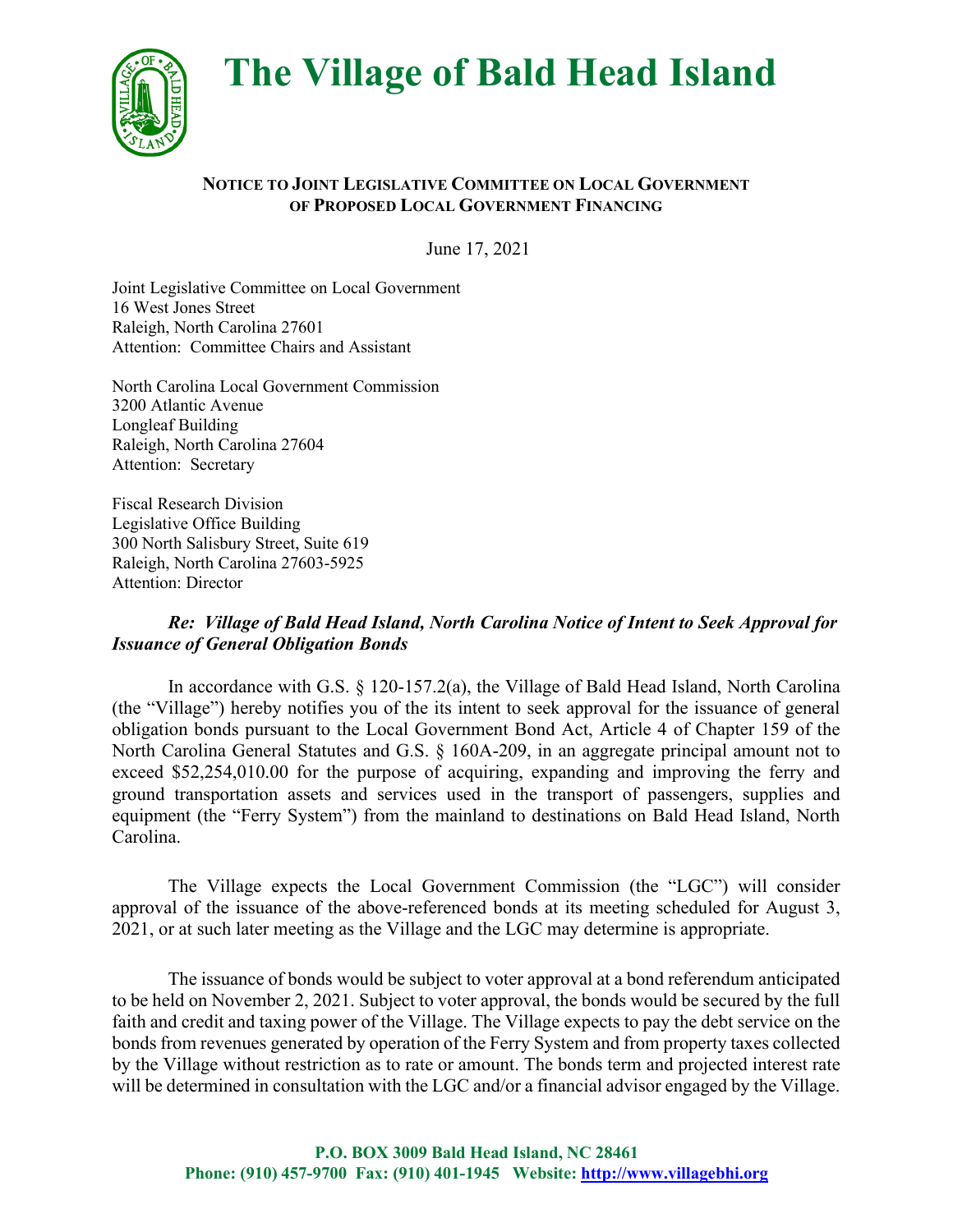# The Village of Bald Head Island

**NOTICE TO JOINT LEGISLATIVE COMMITTEE ON LOCAL GOVERNMENT OF PROPOSED LOCAL GOVERNMENT FINANCING**

June 17, 2021

Joint Legislative Committee on Local Government
16 West Jones Street
Raleigh, North Carolina 27601
Attention: Committee Chairs and Assistant

North Carolina Local Government Commission
3200 Atlantic Avenue
Longleaf Building
Raleigh, North Carolina 27604
Attention: Secretary

Fiscal Research Division
Legislative Office Building
300 North Salisbury Street, Suite 619
Raleigh, North Carolina 27603-5925
Attention: Director

***Re: Village of Bald Head Island, North Carolina Notice of Intent to Seek Approval for Issuance of General Obligation Bonds***

In accordance with G.S. § 120-157.2(a), the Village of Bald Head Island, North Carolina (the "Village") hereby notifies you of the its intent to seek approval for the issuance of general obligation bonds pursuant to the Local Government Bond Act, Article 4 of Chapter 159 of the North Carolina General Statutes and G.S. § 160A-209, in an aggregate principal amount not to exceed $52,254,010.00 for the purpose of acquiring, expanding and improving the ferry and ground transportation assets and services used in the transport of passengers, supplies and equipment (the "Ferry System") from the mainland to destinations on Bald Head Island, North Carolina.

The Village expects the Local Government Commission (the "LGC") will consider approval of the issuance of the above-referenced bonds at its meeting scheduled for August 3, 2021, or at such later meeting as the Village and the LGC may determine is appropriate.

The issuance of bonds would be subject to voter approval at a bond referendum anticipated to be held on November 2, 2021. Subject to voter approval, the bonds would be secured by the full faith and credit and taxing power of the Village. The Village expects to pay the debt service on the bonds from revenues generated by operation of the Ferry System and from property taxes collected by the Village without restriction as to rate or amount. The bonds term and projected interest rate will be determined in consultation with the LGC and/or a financial advisor engaged by the Village.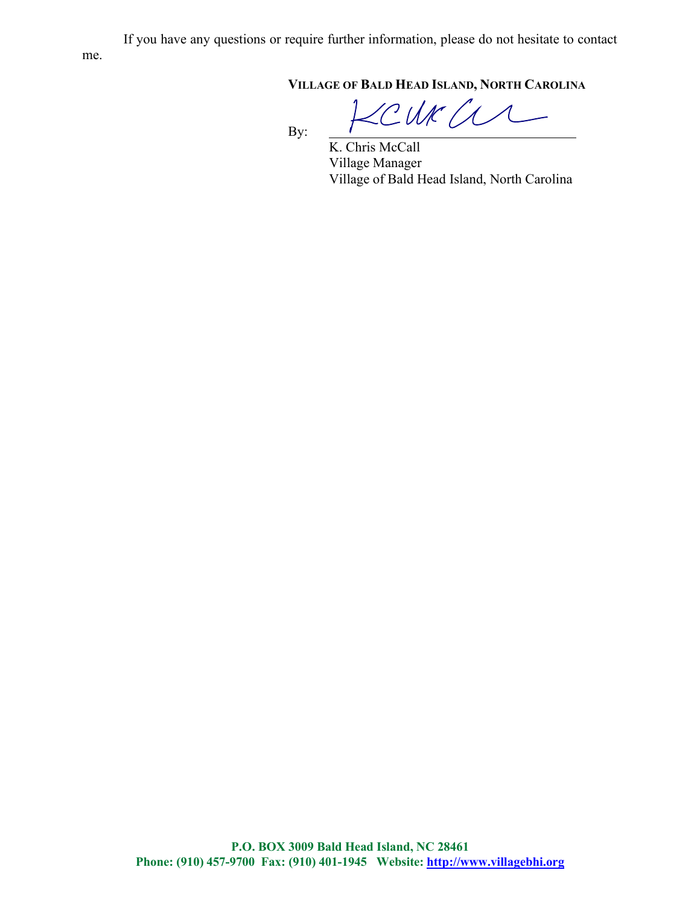If you have any questions or require further information, please do not hesitate to contact me.

**VILLAGE OF BALD HEAD ISLAND, NORTH CAROLINA**

By: ______________________________

K. Chris McCall
Village Manager
Village of Bald Head Island, North Carolina

**P.O. BOX 3009 Bald Head Island, NC 28461**
**Phone: (910) 457-9700 Fax: (910) 401-1945 Website: http://www.villagebhi.org**